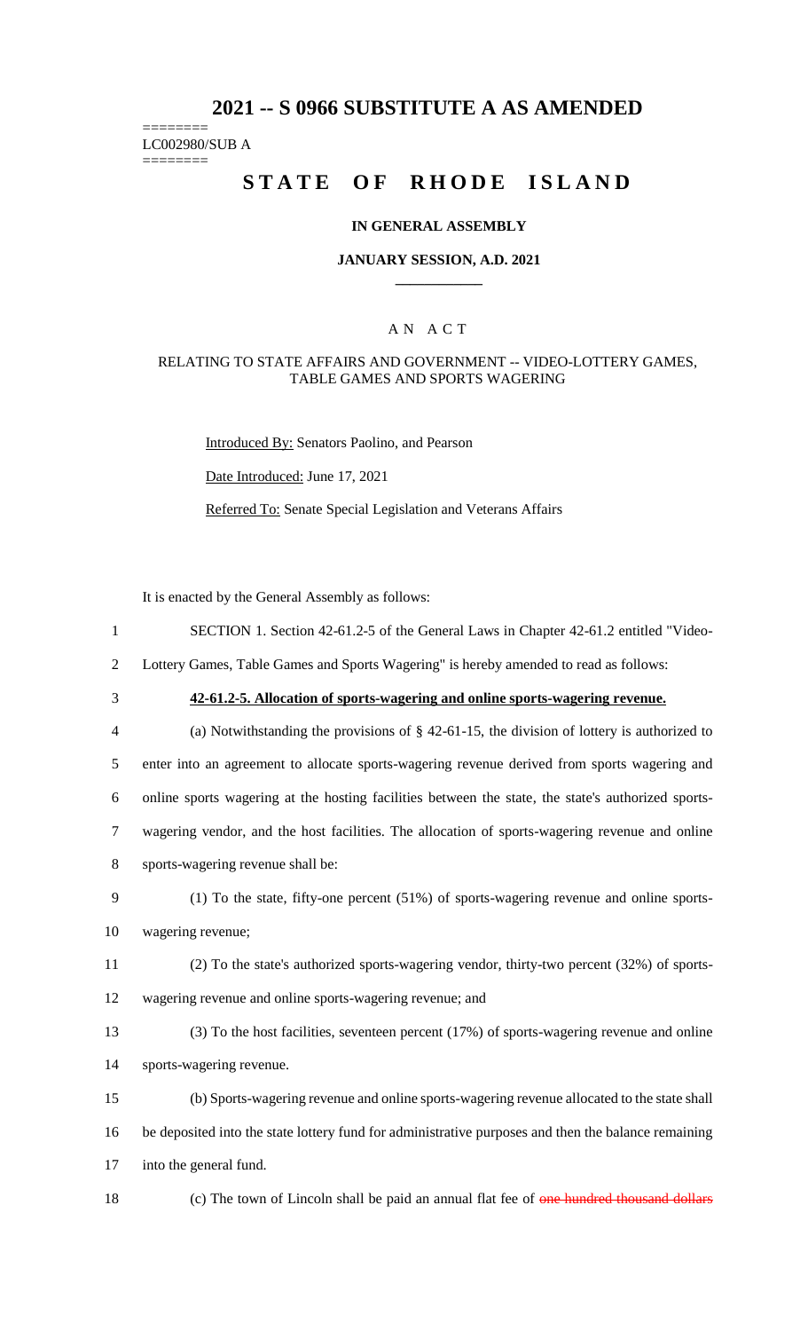# 2021 -- S 0966 SUBSTITUTE A AS AMENDED

========
LC002980/SUB A
========

# STATE OF RHODE ISLAND

### IN GENERAL ASSEMBLY

### JANUARY SESSION, A.D. 2021

\_\_\_\_\_\_\_\_\_\_\_\_

### A N A C T

RELATING TO STATE AFFAIRS AND GOVERNMENT -- VIDEO-LOTTERY GAMES, TABLE GAMES AND SPORTS WAGERING

Introduced By: Senators Paolino, and Pearson

Date Introduced: June 17, 2021

Referred To: Senate Special Legislation and Veterans Affairs

It is enacted by the General Assembly as follows:

1 SECTION 1. Section 42-61.2-5 of the General Laws in Chapter 42-61.2 entitled "Video-
2 Lottery Games, Table Games and Sports Wagering" is hereby amended to read as follows:

3 **42-61.2-5. Allocation of sports-wagering and online sports-wagering revenue.**

4 (a) Notwithstanding the provisions of § 42-61-15, the division of lottery is authorized to
5 enter into an agreement to allocate sports-wagering revenue derived from sports wagering and
6 online sports wagering at the hosting facilities between the state, the state's authorized sports-
7 wagering vendor, and the host facilities. The allocation of sports-wagering revenue and online
8 sports-wagering revenue shall be:

9 (1) To the state, fifty-one percent (51%) of sports-wagering revenue and online sports-
10 wagering revenue;

11 (2) To the state's authorized sports-wagering vendor, thirty-two percent (32%) of sports-
12 wagering revenue and online sports-wagering revenue; and

13 (3) To the host facilities, seventeen percent (17%) of sports-wagering revenue and online
14 sports-wagering revenue.

15 (b) Sports-wagering revenue and online sports-wagering revenue allocated to the state shall
16 be deposited into the state lottery fund for administrative purposes and then the balance remaining
17 into the general fund.

18 (c) The town of Lincoln shall be paid an annual flat fee of ~~one hundred thousand dollars~~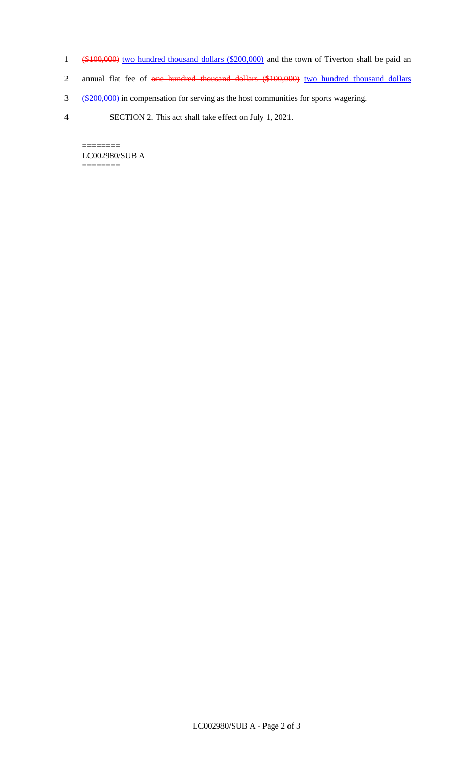~~($100,000)~~ two hundred thousand dollars ($200,000) and the town of Tiverton shall be paid an annual flat fee of ~~one hundred thousand dollars ($100,000)~~ two hundred thousand dollars ($200,000) in compensation for serving as the host communities for sports wagering.

SECTION 2. This act shall take effect on July 1, 2021.

========
LC002980/SUB A
========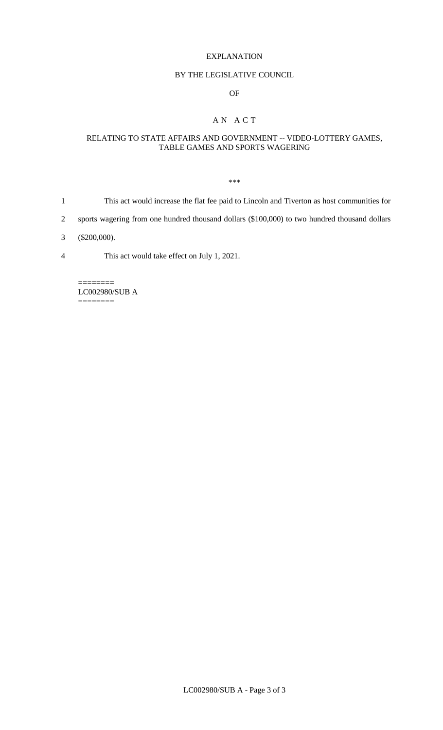EXPLANATION

BY THE LEGISLATIVE COUNCIL

OF

# A N A C T

RELATING TO STATE AFFAIRS AND GOVERNMENT -- VIDEO-LOTTERY GAMES, TABLE GAMES AND SPORTS WAGERING

\*\*\*

1 This act would increase the flat fee paid to Lincoln and Tiverton as host communities for

2 sports wagering from one hundred thousand dollars ($100,000) to two hundred thousand dollars

3 ($200,000).

4 This act would take effect on July 1, 2021.

========
LC002980/SUB A
========